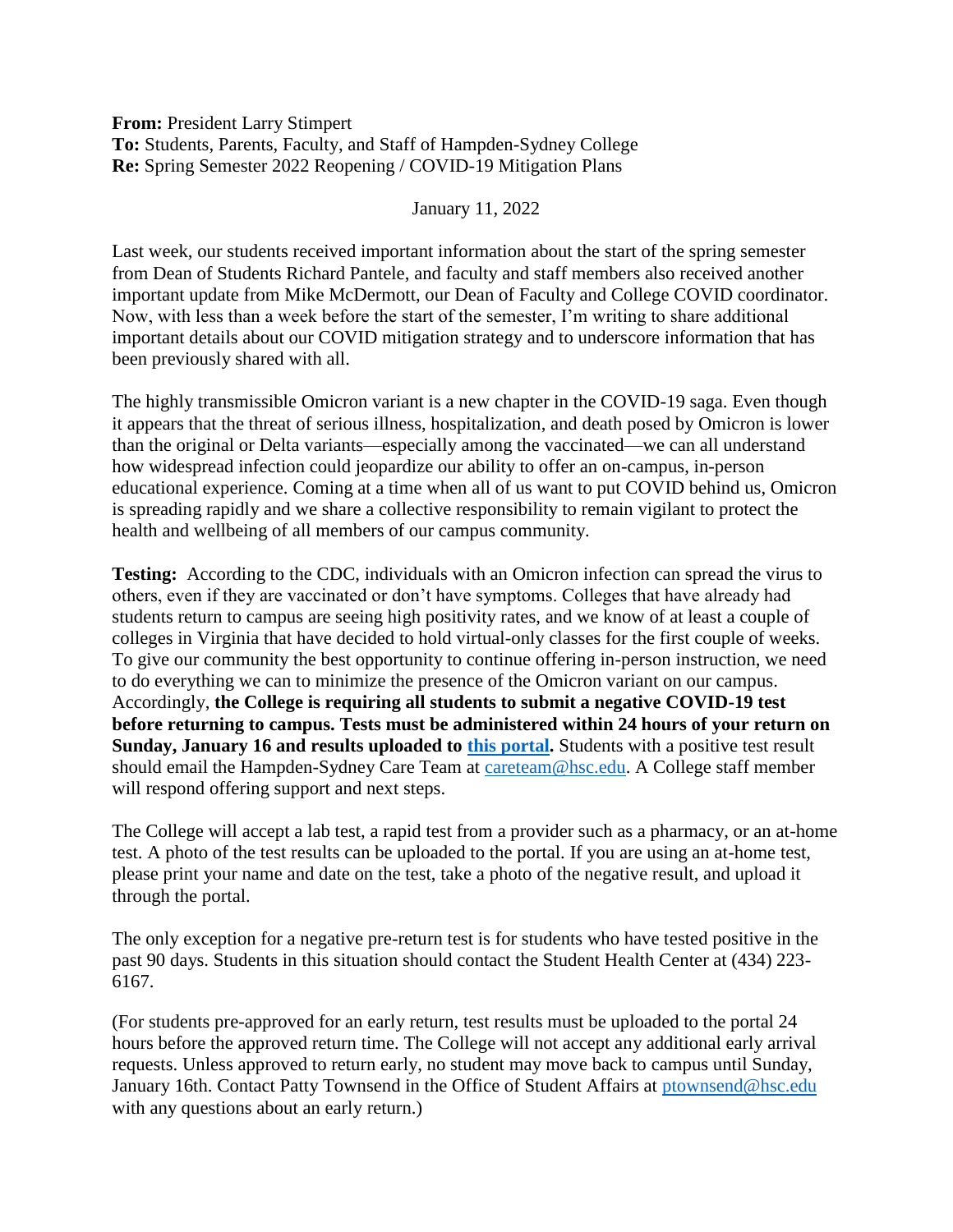**From:** President Larry Stimpert
**To:** Students, Parents, Faculty, and Staff of Hampden-Sydney College
**Re:** Spring Semester 2022 Reopening / COVID-19 Mitigation Plans

January 11, 2022

Last week, our students received important information about the start of the spring semester from Dean of Students Richard Pantele, and faculty and staff members also received another important update from Mike McDermott, our Dean of Faculty and College COVID coordinator. Now, with less than a week before the start of the semester, I'm writing to share additional important details about our COVID mitigation strategy and to underscore information that has been previously shared with all.

The highly transmissible Omicron variant is a new chapter in the COVID-19 saga. Even though it appears that the threat of serious illness, hospitalization, and death posed by Omicron is lower than the original or Delta variants—especially among the vaccinated—we can all understand how widespread infection could jeopardize our ability to offer an on-campus, in-person educational experience. Coming at a time when all of us want to put COVID behind us, Omicron is spreading rapidly and we share a collective responsibility to remain vigilant to protect the health and wellbeing of all members of our campus community.

**Testing:** According to the CDC, individuals with an Omicron infection can spread the virus to others, even if they are vaccinated or don't have symptoms. Colleges that have already had students return to campus are seeing high positivity rates, and we know of at least a couple of colleges in Virginia that have decided to hold virtual-only classes for the first couple of weeks. To give our community the best opportunity to continue offering in-person instruction, we need to do everything we can to minimize the presence of the Omicron variant on our campus. Accordingly, **the College is requiring all students to submit a negative COVID-19 test before returning to campus. Tests must be administered within 24 hours of your return on Sunday, January 16 and results uploaded to this portal.** Students with a positive test result should email the Hampden-Sydney Care Team at careteam@hsc.edu. A College staff member will respond offering support and next steps.

The College will accept a lab test, a rapid test from a provider such as a pharmacy, or an at-home test. A photo of the test results can be uploaded to the portal. If you are using an at-home test, please print your name and date on the test, take a photo of the negative result, and upload it through the portal.

The only exception for a negative pre-return test is for students who have tested positive in the past 90 days. Students in this situation should contact the Student Health Center at (434) 223-6167.

(For students pre-approved for an early return, test results must be uploaded to the portal 24 hours before the approved return time. The College will not accept any additional early arrival requests. Unless approved to return early, no student may move back to campus until Sunday, January 16th. Contact Patty Townsend in the Office of Student Affairs at ptownsend@hsc.edu with any questions about an early return.)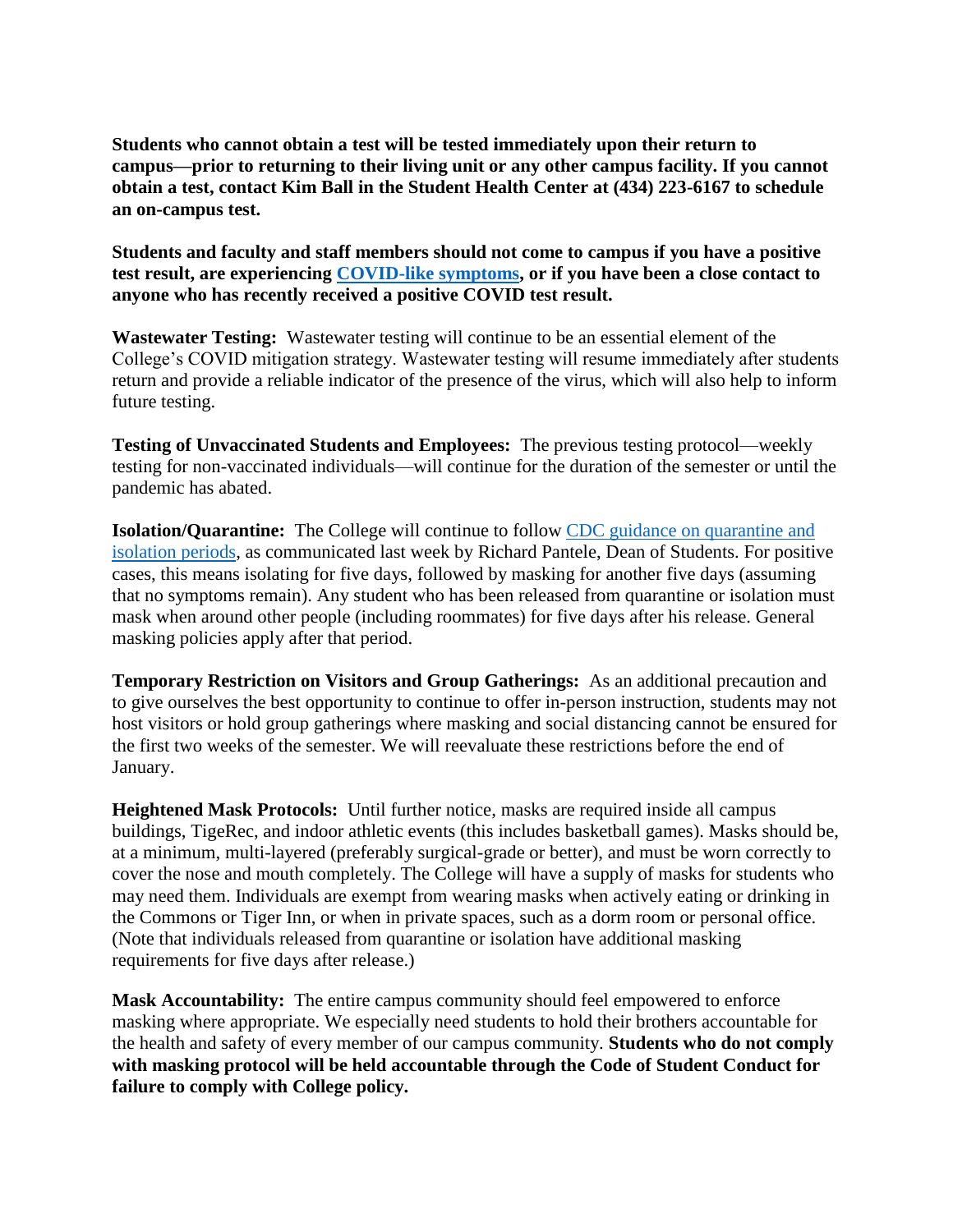**Students who cannot obtain a test will be tested immediately upon their return to campus—prior to returning to their living unit or any other campus facility. If you cannot obtain a test, contact Kim Ball in the Student Health Center at (434) 223-6167 to schedule an on-campus test.**

**Students and faculty and staff members should not come to campus if you have a positive test result, are experiencing [COVID-like symptoms](), or if you have been a close contact to anyone who has recently received a positive COVID test result.**

**Wastewater Testing:** Wastewater testing will continue to be an essential element of the College's COVID mitigation strategy. Wastewater testing will resume immediately after students return and provide a reliable indicator of the presence of the virus, which will also help to inform future testing.

**Testing of Unvaccinated Students and Employees:** The previous testing protocol—weekly testing for non-vaccinated individuals—will continue for the duration of the semester or until the pandemic has abated.

**Isolation/Quarantine:** The College will continue to follow [CDC guidance on quarantine and isolation periods](), as communicated last week by Richard Pantele, Dean of Students. For positive cases, this means isolating for five days, followed by masking for another five days (assuming that no symptoms remain). Any student who has been released from quarantine or isolation must mask when around other people (including roommates) for five days after his release. General masking policies apply after that period.

**Temporary Restriction on Visitors and Group Gatherings:** As an additional precaution and to give ourselves the best opportunity to continue to offer in-person instruction, students may not host visitors or hold group gatherings where masking and social distancing cannot be ensured for the first two weeks of the semester. We will reevaluate these restrictions before the end of January.

**Heightened Mask Protocols:** Until further notice, masks are required inside all campus buildings, TigeRec, and indoor athletic events (this includes basketball games). Masks should be, at a minimum, multi-layered (preferably surgical-grade or better), and must be worn correctly to cover the nose and mouth completely. The College will have a supply of masks for students who may need them. Individuals are exempt from wearing masks when actively eating or drinking in the Commons or Tiger Inn, or when in private spaces, such as a dorm room or personal office. (Note that individuals released from quarantine or isolation have additional masking requirements for five days after release.)

**Mask Accountability:** The entire campus community should feel empowered to enforce masking where appropriate. We especially need students to hold their brothers accountable for the health and safety of every member of our campus community. **Students who do not comply with masking protocol will be held accountable through the Code of Student Conduct for failure to comply with College policy.**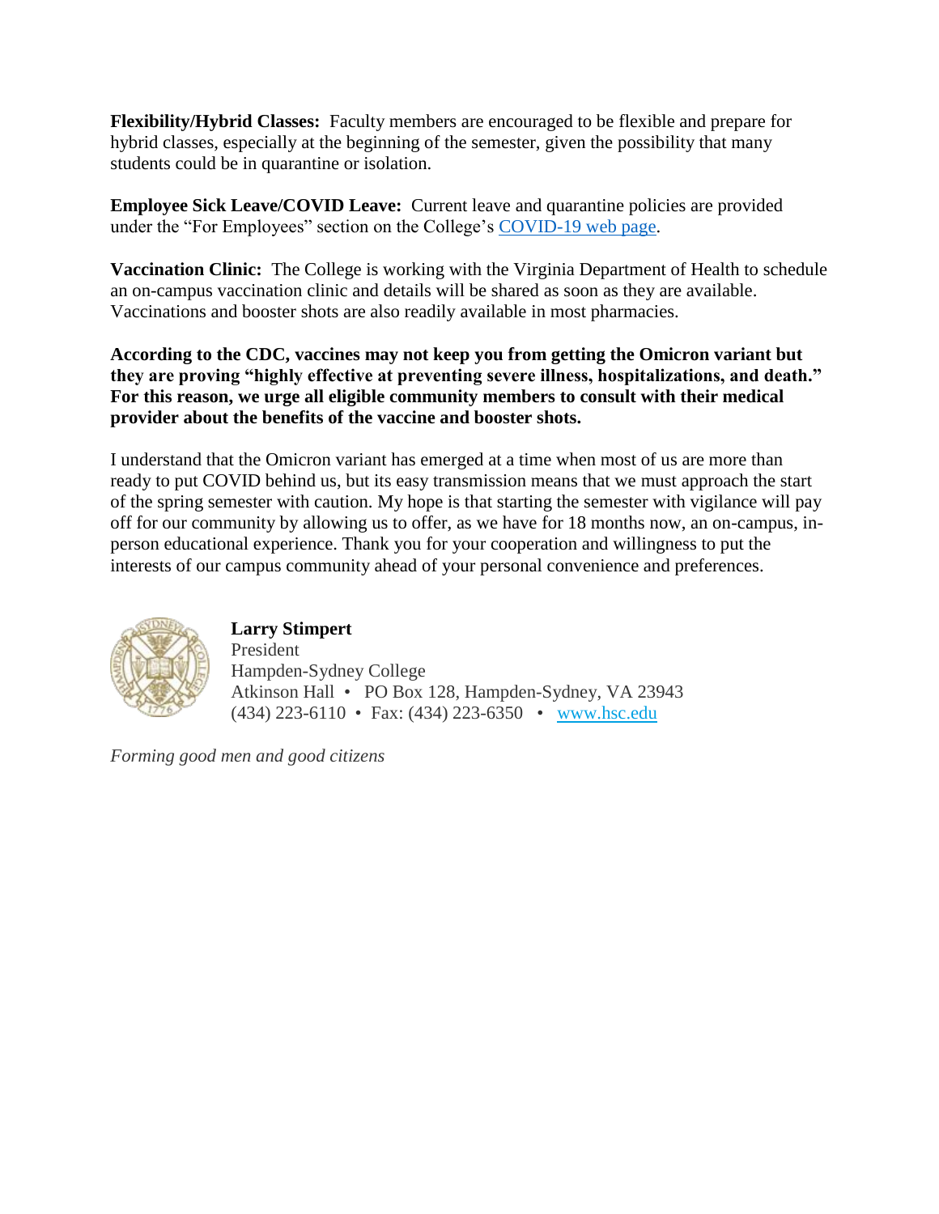**Flexibility/Hybrid Classes:** Faculty members are encouraged to be flexible and prepare for hybrid classes, especially at the beginning of the semester, given the possibility that many students could be in quarantine or isolation.

**Employee Sick Leave/COVID Leave:** Current leave and quarantine policies are provided under the "For Employees" section on the College's COVID-19 web page.

**Vaccination Clinic:** The College is working with the Virginia Department of Health to schedule an on-campus vaccination clinic and details will be shared as soon as they are available. Vaccinations and booster shots are also readily available in most pharmacies.

**According to the CDC, vaccines may not keep you from getting the Omicron variant but they are proving "highly effective at preventing severe illness, hospitalizations, and death." For this reason, we urge all eligible community members to consult with their medical provider about the benefits of the vaccine and booster shots.**

I understand that the Omicron variant has emerged at a time when most of us are more than ready to put COVID behind us, but its easy transmission means that we must approach the start of the spring semester with caution. My hope is that starting the semester with vigilance will pay off for our community by allowing us to offer, as we have for 18 months now, an on-campus, in-person educational experience. Thank you for your cooperation and willingness to put the interests of our campus community ahead of your personal convenience and preferences.

**Larry Stimpert**
President
Hampden-Sydney College
Atkinson Hall • PO Box 128, Hampden-Sydney, VA 23943
(434) 223-6110 • Fax: (434) 223-6350 • www.hsc.edu

*Forming good men and good citizens*